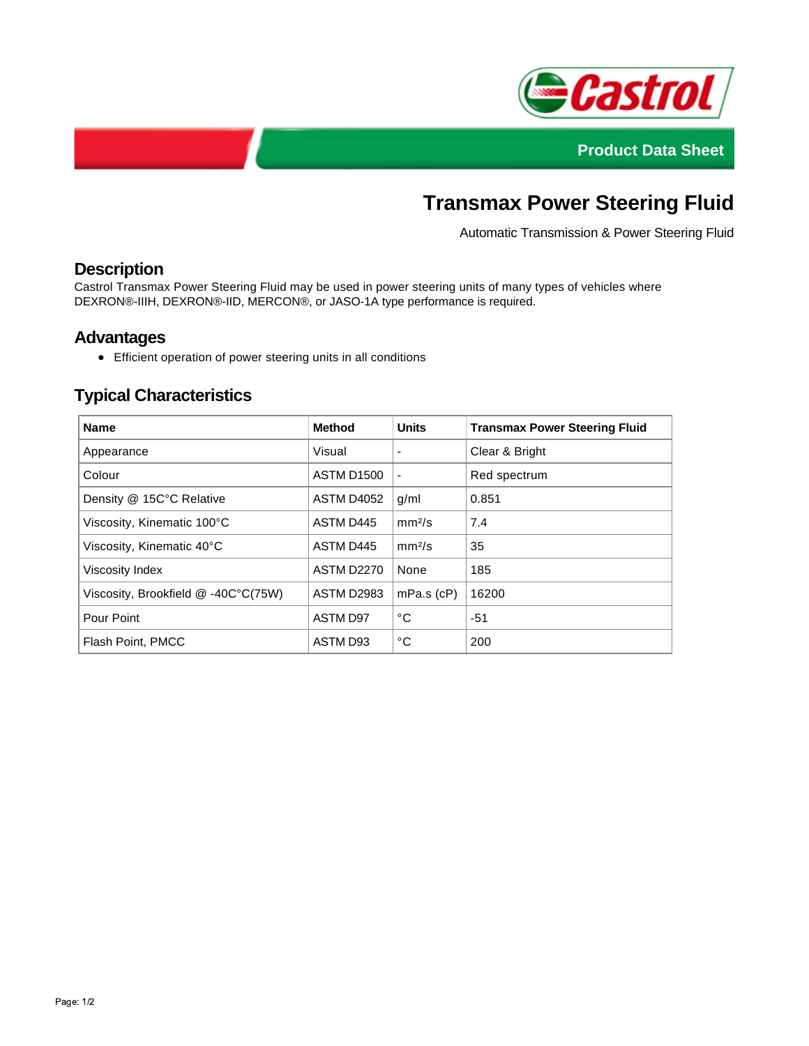Product Data Sheet

# Transmax Power Steering Fluid

Automatic Transmission & Power Steering Fluid

## Description

Castrol Transmax Power Steering Fluid may be used in power steering units of many types of vehicles where DEXRON®-IIIH, DEXRON®-IID, MERCON®, or JASO-1A type performance is required.

## Advantages

- Efficient operation of power steering units in all conditions

## Typical Characteristics

| Name | Method | Units | Transmax Power Steering Fluid |
|---|---|---|---|
| Appearance | Visual | - | Clear & Bright |
| Colour | ASTM D1500 | - | Red spectrum |
| Density @ 15C°C Relative | ASTM D4052 | g/ml | 0.851 |
| Viscosity, Kinematic 100°C | ASTM D445 | $mm^2/s$ | 7.4 |
| Viscosity, Kinematic 40°C | ASTM D445 | $mm^2/s$ | 35 |
| Viscosity Index | ASTM D2270 | None | 185 |
| Viscosity, Brookfield @ -40C°C(75W) | ASTM D2983 | mPa.s (cP) | 16200 |
| Pour Point | ASTM D97 | °C | -51 |
| Flash Point, PMCC | ASTM D93 | °C | 200 |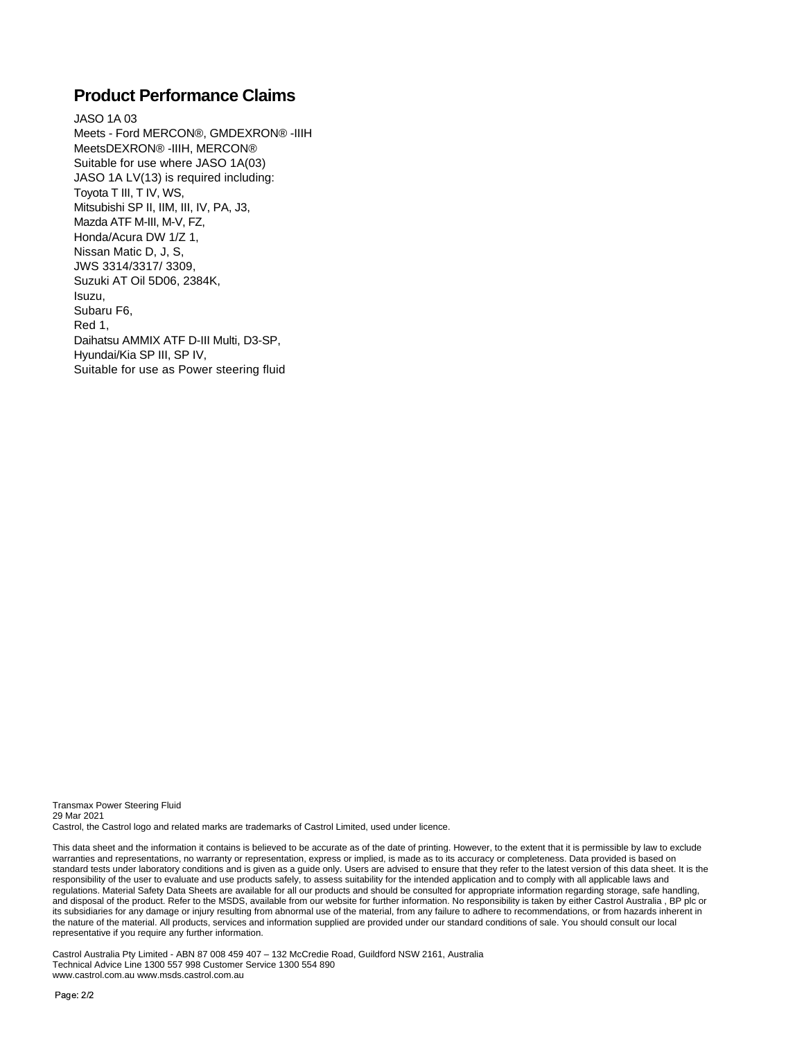## Product Performance Claims

JASO 1A 03
Meets - Ford MERCON®, GMDEXRON® -IIIH
MeetsDEXRON® -IIIH, MERCON®
Suitable for use where JASO 1A(03)
JASO 1A LV(13) is required including:
Toyota T III, T IV, WS,
Mitsubishi SP II, IIM, III, IV, PA, J3,
Mazda ATF M-III, M-V, FZ,
Honda/Acura DW 1/Z 1,
Nissan Matic D, J, S,
JWS 3314/3317/ 3309,
Suzuki AT Oil 5D06, 2384K,
Isuzu,
Subaru F6,
Red 1,
Daihatsu AMMIX ATF D-III Multi, D3-SP,
Hyundai/Kia SP III, SP IV,
Suitable for use as Power steering fluid

Transmax Power Steering Fluid
29 Mar 2021
Castrol, the Castrol logo and related marks are trademarks of Castrol Limited, used under licence.

This data sheet and the information it contains is believed to be accurate as of the date of printing. However, to the extent that it is permissible by law to exclude warranties and representations, no warranty or representation, express or implied, is made as to its accuracy or completeness. Data provided is based on standard tests under laboratory conditions and is given as a guide only. Users are advised to ensure that they refer to the latest version of this data sheet. It is the responsibility of the user to evaluate and use products safely, to assess suitability for the intended application and to comply with all applicable laws and regulations. Material Safety Data Sheets are available for all our products and should be consulted for appropriate information regarding storage, safe handling, and disposal of the product. Refer to the MSDS, available from our website for further information. No responsibility is taken by either Castrol Australia , BP plc or its subsidiaries for any damage or injury resulting from abnormal use of the material, from any failure to adhere to recommendations, or from hazards inherent in the nature of the material. All products, services and information supplied are provided under our standard conditions of sale. You should consult our local representative if you require any further information.

Castrol Australia Pty Limited - ABN 87 008 459 407 – 132 McCredie Road, Guildford NSW 2161, Australia
Technical Advice Line 1300 557 998 Customer Service 1300 554 890
www.castrol.com.au www.msds.castrol.com.au